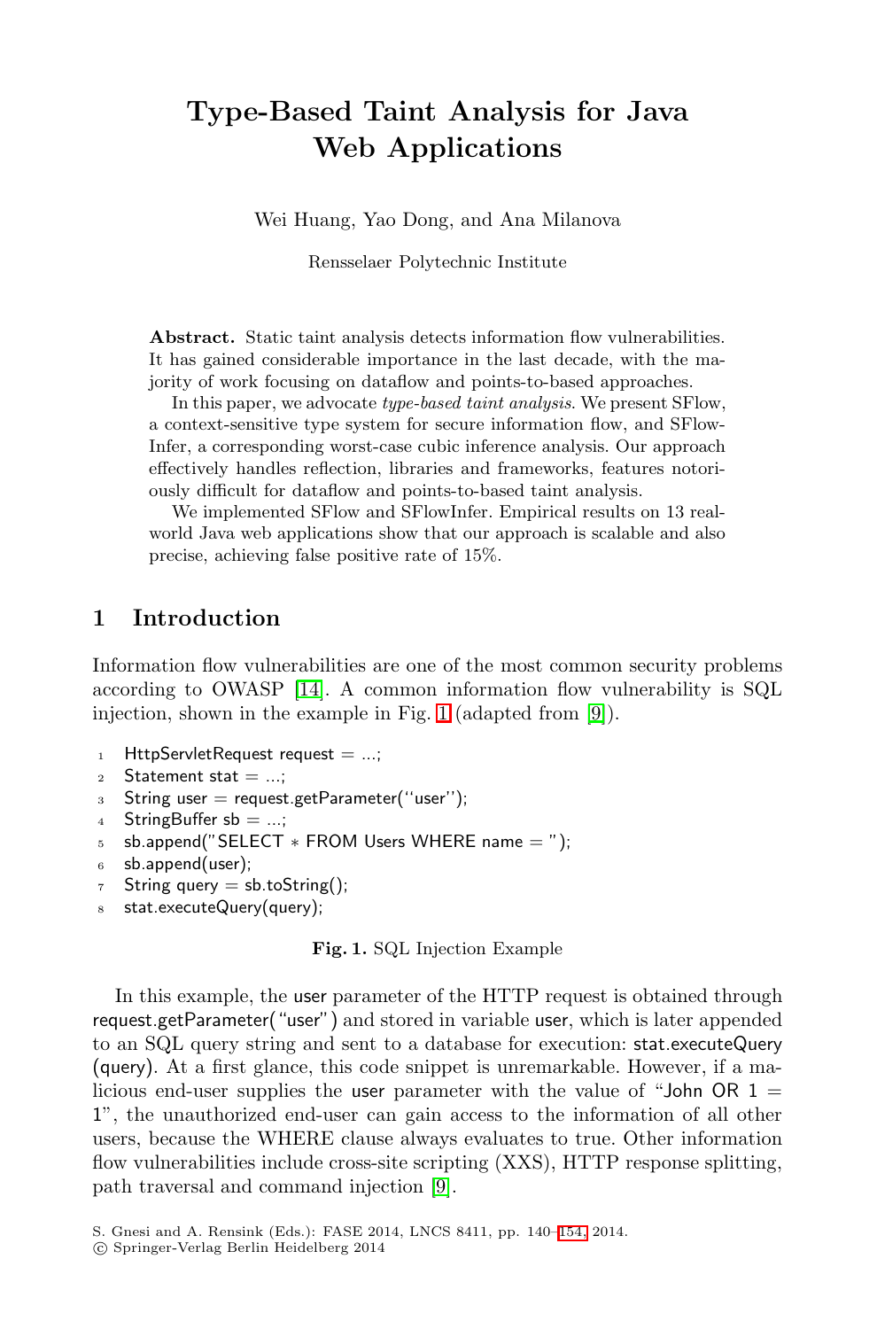# Type-Based Taint Analysis for Java Web Applications

Wei Huang, Yao Dong, and Ana Milanova

Rensselaer Polytechnic Institute

**Abstract.** Static taint analysis detects information flow vulnerabilities. It has gained considerable importance in the last decade, with the majority of work focusing on dataflow and points-to-based approaches.

In this paper, we advocate *type-based taint analysis*. We present SFlow, a context-sensitive type system for secure information flow, and SFlow-Infer, a corresponding worst-case cubic inference analysis. Our approach effectively handles reflection, libraries and frameworks, features notoriously difficult for dataflow and points-to-based taint analysis.

We implemented SFlow and SFlowInfer. Empirical results on 13 real-world Java web applications show that our approach is scalable and also precise, achieving false positive rate of 15%.

## 1 Introduction

Information flow vulnerabilities are one of the most common security problems according to OWASP [14]. A common information flow vulnerability is SQL injection, shown in the example in Fig. 1 (adapted from [9]).

```
1  HttpServletRequest request = ...;
2  Statement stat = ...;
3  String user = request.getParameter(''user'');
4  StringBuffer sb = ...;
5  sb.append("SELECT * FROM Users WHERE name = ");
6  sb.append(user);
7  String query = sb.toString();
8  stat.executeQuery(query);
```

**Fig. 1.** SQL Injection Example

In this example, the user parameter of the HTTP request is obtained through request.getParameter("user") and stored in variable user, which is later appended to an SQL query string and sent to a database for execution: stat.executeQuery (query). At a first glance, this code snippet is unremarkable. However, if a malicious end-user supplies the user parameter with the value of "John OR 1 = 1", the unauthorized end-user can gain access to the information of all other users, because the WHERE clause always evaluates to true. Other information flow vulnerabilities include cross-site scripting (XXS), HTTP response splitting, path traversal and command injection [9].

S. Gnesi and A. Rensink (Eds.): FASE 2014, LNCS 8411, pp. 140–154, 2014.
© Springer-Verlag Berlin Heidelberg 2014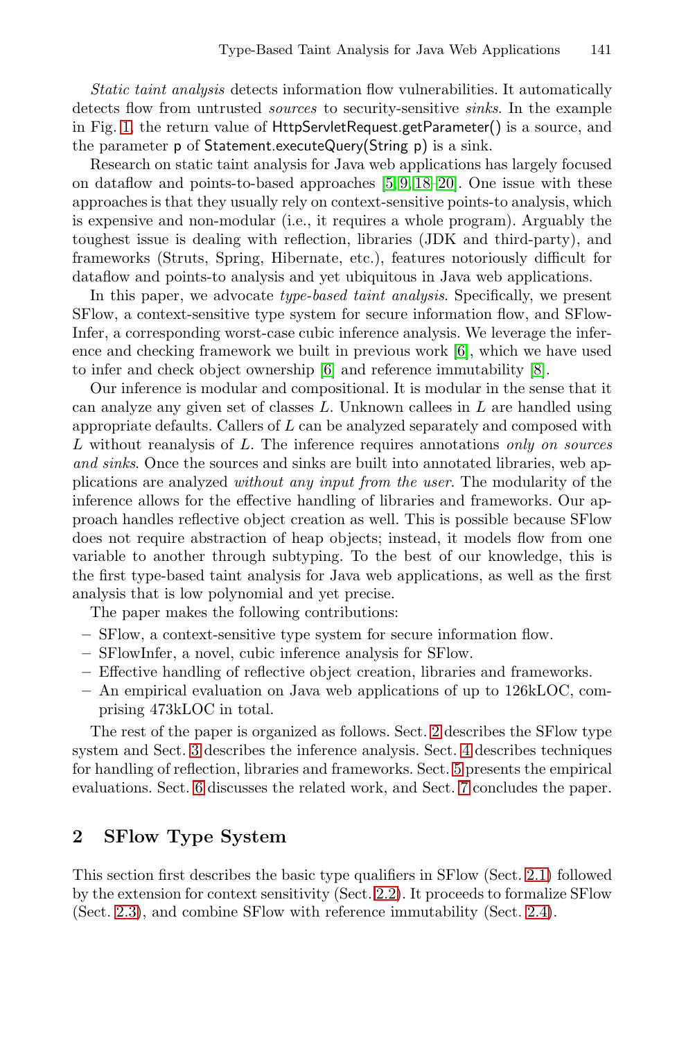*Static taint analysis* detects information flow vulnerabilities. It automatically detects flow from untrusted *sources* to security-sensitive *sinks*. In the example in Fig. 1, the return value of HttpServletRequest.getParameter() is a source, and the parameter p of Statement.executeQuery(String p) is a sink.

Research on static taint analysis for Java web applications has largely focused on dataflow and points-to-based approaches [5,9,18–20]. One issue with these approaches is that they usually rely on context-sensitive points-to analysis, which is expensive and non-modular (i.e., it requires a whole program). Arguably the toughest issue is dealing with reflection, libraries (JDK and third-party), and frameworks (Struts, Spring, Hibernate, etc.), features notoriously difficult for dataflow and points-to analysis and yet ubiquitous in Java web applications.

In this paper, we advocate *type-based taint analysis*. Specifically, we present SFlow, a context-sensitive type system for secure information flow, and SFlow-Infer, a corresponding worst-case cubic inference analysis. We leverage the inference and checking framework we built in previous work [6], which we have used to infer and check object ownership [6] and reference immutability [8].

Our inference is modular and compositional. It is modular in the sense that it can analyze any given set of classes $L$. Unknown callees in $L$ are handled using appropriate defaults. Callers of $L$ can be analyzed separately and composed with $L$ without reanalysis of $L$. The inference requires annotations *only on sources and sinks*. Once the sources and sinks are built into annotated libraries, web applications are analyzed *without any input from the user*. The modularity of the inference allows for the effective handling of libraries and frameworks. Our approach handles reflective object creation as well. This is possible because SFlow does not require abstraction of heap objects; instead, it models flow from one variable to another through subtyping. To the best of our knowledge, this is the first type-based taint analysis for Java web applications, as well as the first analysis that is low polynomial and yet precise.

The paper makes the following contributions:

- SFlow, a context-sensitive type system for secure information flow.
- SFlowInfer, a novel, cubic inference analysis for SFlow.
- Effective handling of reflective object creation, libraries and frameworks.
- An empirical evaluation on Java web applications of up to 126kLOC, comprising 473kLOC in total.

The rest of the paper is organized as follows. Sect. 2 describes the SFlow type system and Sect. 3 describes the inference analysis. Sect. 4 describes techniques for handling of reflection, libraries and frameworks. Sect. 5 presents the empirical evaluations. Sect. 6 discusses the related work, and Sect. 7 concludes the paper.

## 2 SFlow Type System

This section first describes the basic type qualifiers in SFlow (Sect. 2.1) followed by the extension for context sensitivity (Sect. 2.2). It proceeds to formalize SFlow (Sect. 2.3), and combine SFlow with reference immutability (Sect. 2.4).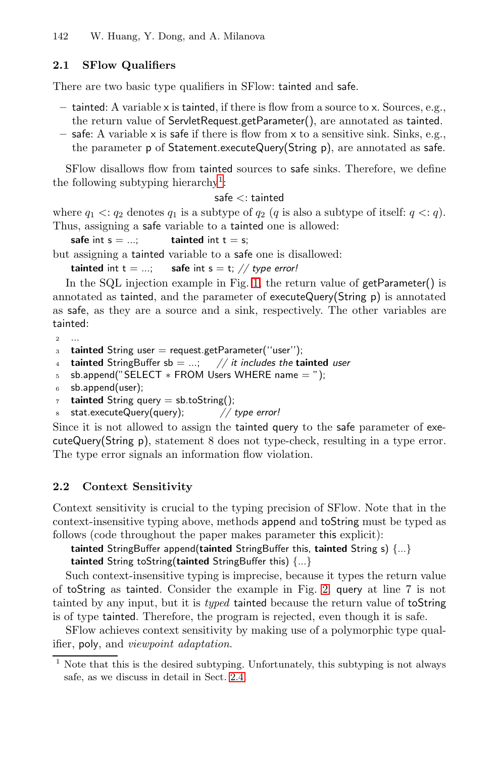## 2.1 SFlow Qualifiers

There are two basic type qualifiers in SFlow: tainted and safe.

- tainted: A variable x is tainted, if there is flow from a source to x. Sources, e.g., the return value of ServletRequest.getParameter(), are annotated as tainted.
- safe: A variable x is safe if there is flow from x to a sensitive sink. Sinks, e.g., the parameter p of Statement.executeQuery(String p), are annotated as safe.

SFlow disallows flow from tainted sources to safe sinks. Therefore, we define the following subtyping hierarchy[1]:

$$\text{safe} <: \text{tainted}$$

where $q_1 <: q_2$ denotes $q_1$ is a subtype of $q_2$ ($q$ is also a subtype of itself: $q <: q$). Thus, assigning a safe variable to a tainted one is allowed:

```
safe int s = ...;        tainted int t = s;
```

but assigning a tainted variable to a safe one is disallowed:

```
tainted int t = ...;     safe int s = t; // type error!
```

In the SQL injection example in Fig. 1, the return value of getParameter() is annotated as tainted, and the parameter of executeQuery(String p) is annotated as safe, as they are a source and a sink, respectively. The other variables are tainted:

```
2  ...
3  tainted String user = request.getParameter(''user'');
4  tainted StringBuffer sb = ...;     // it includes the tainted user
5  sb.append("SELECT * FROM Users WHERE name = ");
6  sb.append(user);
7  tainted String query = sb.toString();
8  stat.executeQuery(query);          // type error!
```

Since it is not allowed to assign the tainted query to the safe parameter of executeQuery(String p), statement 8 does not type-check, resulting in a type error. The type error signals an information flow violation.

## 2.2 Context Sensitivity

Context sensitivity is crucial to the typing precision of SFlow. Note that in the context-insensitive typing above, methods append and toString must be typed as follows (code throughout the paper makes parameter this explicit):

```
tainted StringBuffer append(tainted StringBuffer this, tainted String s) {...}
tainted String toString(tainted StringBuffer this) {...}
```

Such context-insensitive typing is imprecise, because it types the return value of toString as tainted. Consider the example in Fig. 2. query at line 7 is not tainted by any input, but it is *typed* tainted because the return value of toString is of type tainted. Therefore, the program is rejected, even though it is safe.

SFlow achieves context sensitivity by making use of a polymorphic type qualifier, poly, and *viewpoint adaptation*.

---

[1] Note that this is the desired subtyping. Unfortunately, this subtyping is not always safe, as we discuss in detail in Sect. 2.4.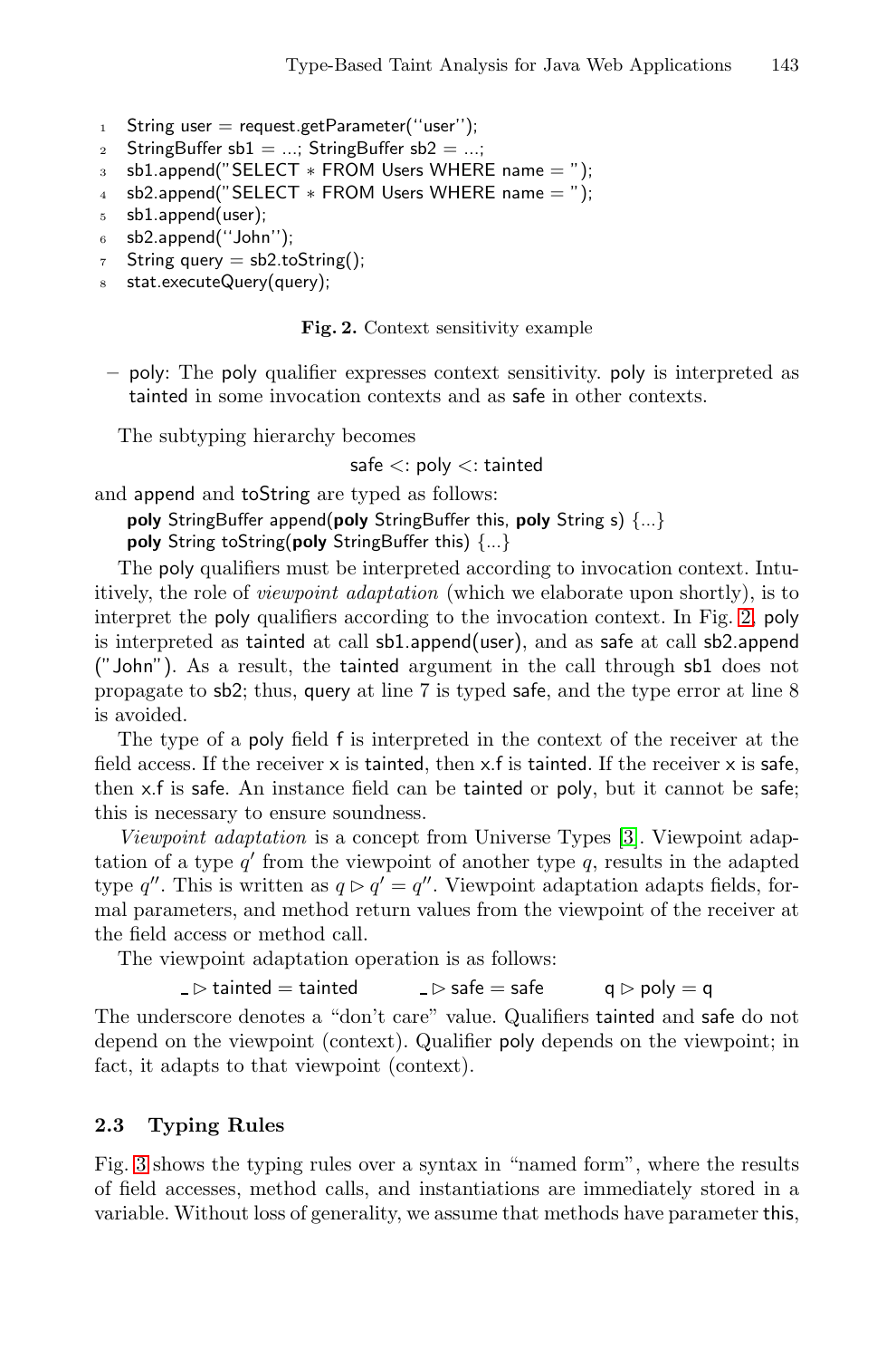```
1  String user = request.getParameter(''user'');
2  StringBuffer sb1 = ...; StringBuffer sb2 = ...;
3  sb1.append("SELECT * FROM Users WHERE name = ");
4  sb2.append("SELECT * FROM Users WHERE name = ");
5  sb1.append(user);
6  sb2.append(''John'');
7  String query = sb2.toString();
8  stat.executeQuery(query);
```

**Fig. 2.** Context sensitivity example

– poly: The poly qualifier expresses context sensitivity. poly is interpreted as tainted in some invocation contexts and as safe in other contexts.

The subtyping hierarchy becomes

$$\text{safe} <: \text{poly} <: \text{tainted}$$

and append and toString are typed as follows:

```
poly StringBuffer append(poly StringBuffer this, poly String s) {...}
poly String toString(poly StringBuffer this) {...}
```

The poly qualifiers must be interpreted according to invocation context. Intuitively, the role of *viewpoint adaptation* (which we elaborate upon shortly), is to interpret the poly qualifiers according to the invocation context. In Fig. 2, poly is interpreted as tainted at call sb1.append(user), and as safe at call sb2.append ("John"). As a result, the tainted argument in the call through sb1 does not propagate to sb2; thus, query at line 7 is typed safe, and the type error at line 8 is avoided.

The type of a poly field f is interpreted in the context of the receiver at the field access. If the receiver x is tainted, then x.f is tainted. If the receiver x is safe, then x.f is safe. An instance field can be tainted or poly, but it cannot be safe; this is necessary to ensure soundness.

*Viewpoint adaptation* is a concept from Universe Types [3]. Viewpoint adaptation of a type $q'$ from the viewpoint of another type $q$, results in the adapted type $q''$. This is written as $q \triangleright q' = q''$. Viewpoint adaptation adapts fields, formal parameters, and method return values from the viewpoint of the receiver at the field access or method call.

The viewpoint adaptation operation is as follows:

$$\_ \triangleright \text{tainted} = \text{tainted} \qquad \_ \triangleright \text{safe} = \text{safe} \qquad q \triangleright \text{poly} = q$$

The underscore denotes a "don't care" value. Qualifiers tainted and safe do not depend on the viewpoint (context). Qualifier poly depends on the viewpoint; in fact, it adapts to that viewpoint (context).

### 2.3 Typing Rules

Fig. 3 shows the typing rules over a syntax in "named form", where the results of field accesses, method calls, and instantiations are immediately stored in a variable. Without loss of generality, we assume that methods have parameter this,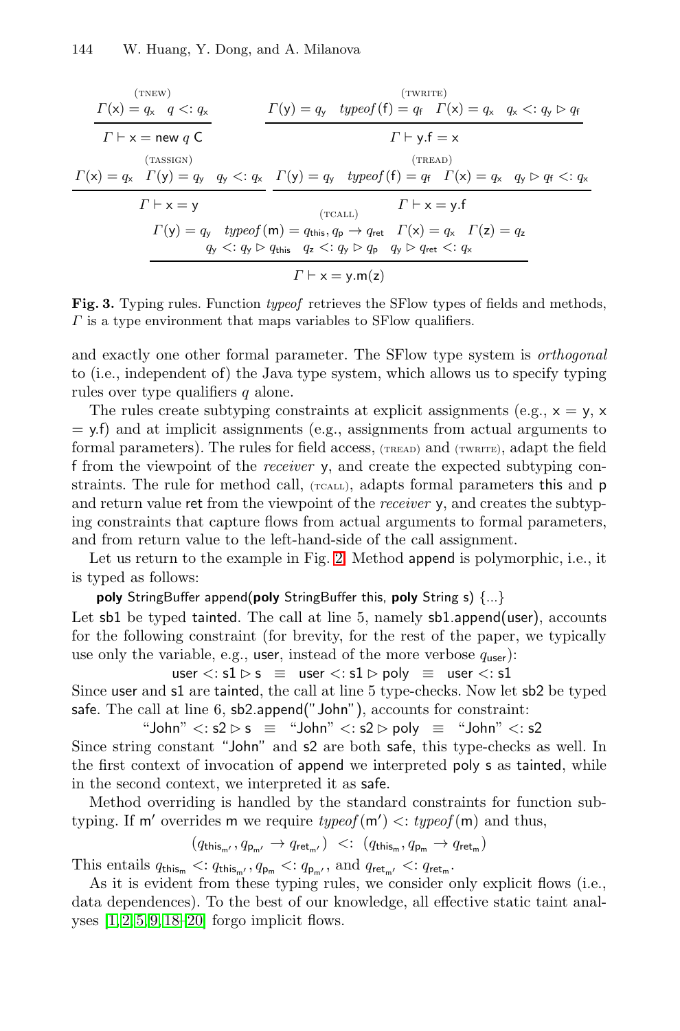$$\frac{\Gamma(\mathsf{x}) = q_{\mathsf{x}} \quad q <: q_{\mathsf{x}}}{\Gamma \vdash \mathsf{x} = \mathsf{new}\ q\ \mathsf{C}}\ \text{(TNEW)} \qquad \frac{\Gamma(\mathsf{y}) = q_{\mathsf{y}} \quad \mathit{typeof}(\mathsf{f}) = q_{\mathsf{f}} \quad \Gamma(\mathsf{x}) = q_{\mathsf{x}} \quad q_{\mathsf{x}} <: q_{\mathsf{y}} \rhd q_{\mathsf{f}}}{\Gamma \vdash \mathsf{y.f} = \mathsf{x}}\ \text{(TWRITE)}$$

$$\frac{\Gamma(\mathsf{x}) = q_{\mathsf{x}} \quad \Gamma(\mathsf{y}) = q_{\mathsf{y}} \quad q_{\mathsf{y}} <: q_{\mathsf{x}}}{\Gamma \vdash \mathsf{x} = \mathsf{y}}\ \text{(TASSIGN)} \qquad \frac{\Gamma(\mathsf{y}) = q_{\mathsf{y}} \quad \mathit{typeof}(\mathsf{f}) = q_{\mathsf{f}} \quad \Gamma(\mathsf{x}) = q_{\mathsf{x}} \quad q_{\mathsf{y}} \rhd q_{\mathsf{f}} <: q_{\mathsf{x}}}{\Gamma \vdash \mathsf{x} = \mathsf{y.f}}\ \text{(TREAD)}$$

$$\frac{\begin{array}{c}\Gamma(\mathsf{y}) = q_{\mathsf{y}} \quad \mathit{typeof}(\mathsf{m}) = q_{\mathsf{this}}, q_{\mathsf{p}} \rightarrow q_{\mathsf{ret}} \quad \Gamma(\mathsf{x}) = q_{\mathsf{x}} \quad \Gamma(\mathsf{z}) = q_{\mathsf{z}} \\ q_{\mathsf{y}} <: q_{\mathsf{y}} \rhd q_{\mathsf{this}} \quad q_{\mathsf{z}} <: q_{\mathsf{y}} \rhd q_{\mathsf{p}} \quad q_{\mathsf{y}} \rhd q_{\mathsf{ret}} <: q_{\mathsf{x}}\end{array}}{\Gamma \vdash \mathsf{x} = \mathsf{y.m(z)}}\ \text{(TCALL)}$$

**Fig. 3.** Typing rules. Function *typeof* retrieves the SFlow types of fields and methods, $\Gamma$ is a type environment that maps variables to SFlow qualifiers.

and exactly one other formal parameter. The SFlow type system is *orthogonal* to (i.e., independent of) the Java type system, which allows us to specify typing rules over type qualifiers $q$ alone.

The rules create subtyping constraints at explicit assignments (e.g., x = y, x = y.f) and at implicit assignments (e.g., assignments from actual arguments to formal parameters). The rules for field access, (TREAD) and (TWRITE), adapt the field f from the viewpoint of the *receiver* y, and create the expected subtyping constraints. The rule for method call, (TCALL), adapts formal parameters this and p and return value ret from the viewpoint of the *receiver* y, and creates the subtyping constraints that capture flows from actual arguments to formal parameters, and from return value to the left-hand-side of the call assignment.

Let us return to the example in Fig. 2. Method append is polymorphic, i.e., it is typed as follows:

**poly** StringBuffer append(**poly** StringBuffer this, **poly** String s) {...}

Let sb1 be typed tainted. The call at line 5, namely sb1.append(user), accounts for the following constraint (for brevity, for the rest of the paper, we typically use only the variable, e.g., user, instead of the more verbose $q_{\mathsf{user}}$):

$$\mathsf{user} <: \mathsf{s1} \rhd \mathsf{s} \;\equiv\; \mathsf{user} <: \mathsf{s1} \rhd \mathsf{poly} \;\equiv\; \mathsf{user} <: \mathsf{s1}$$

Since user and s1 are tainted, the call at line 5 type-checks. Now let sb2 be typed safe. The call at line 6, sb2.append("John"), accounts for constraint:

$$\text{“John”} <: \mathsf{s2} \rhd \mathsf{s} \;\equiv\; \text{“John”} <: \mathsf{s2} \rhd \mathsf{poly} \;\equiv\; \text{“John”} <: \mathsf{s2}$$

Since string constant "John" and s2 are both safe, this type-checks as well. In the first context of invocation of append we interpreted poly s as tainted, while in the second context, we interpreted it as safe.

Method overriding is handled by the standard constraints for function subtyping. If m′ overrides m we require *typeof*(m′) <: *typeof*(m) and thus,

$$(q_{\mathsf{this}_{\mathsf{m}'}}, q_{\mathsf{p}_{\mathsf{m}'}} \rightarrow q_{\mathsf{ret}_{\mathsf{m}'}}) \;<:\; (q_{\mathsf{this}_{\mathsf{m}}}, q_{\mathsf{p}_{\mathsf{m}}} \rightarrow q_{\mathsf{ret}_{\mathsf{m}}})$$

This entails $q_{\mathsf{this}_{\mathsf{m}}} <: q_{\mathsf{this}_{\mathsf{m}'}}, q_{\mathsf{p}_{\mathsf{m}}} <: q_{\mathsf{p}_{\mathsf{m}'}}$, and $q_{\mathsf{ret}_{\mathsf{m}'}} <: q_{\mathsf{ret}_{\mathsf{m}}}$.

As it is evident from these typing rules, we consider only explicit flows (i.e., data dependences). To the best of our knowledge, all effective static taint analyses [1,2,5,9,18–20] forgo implicit flows.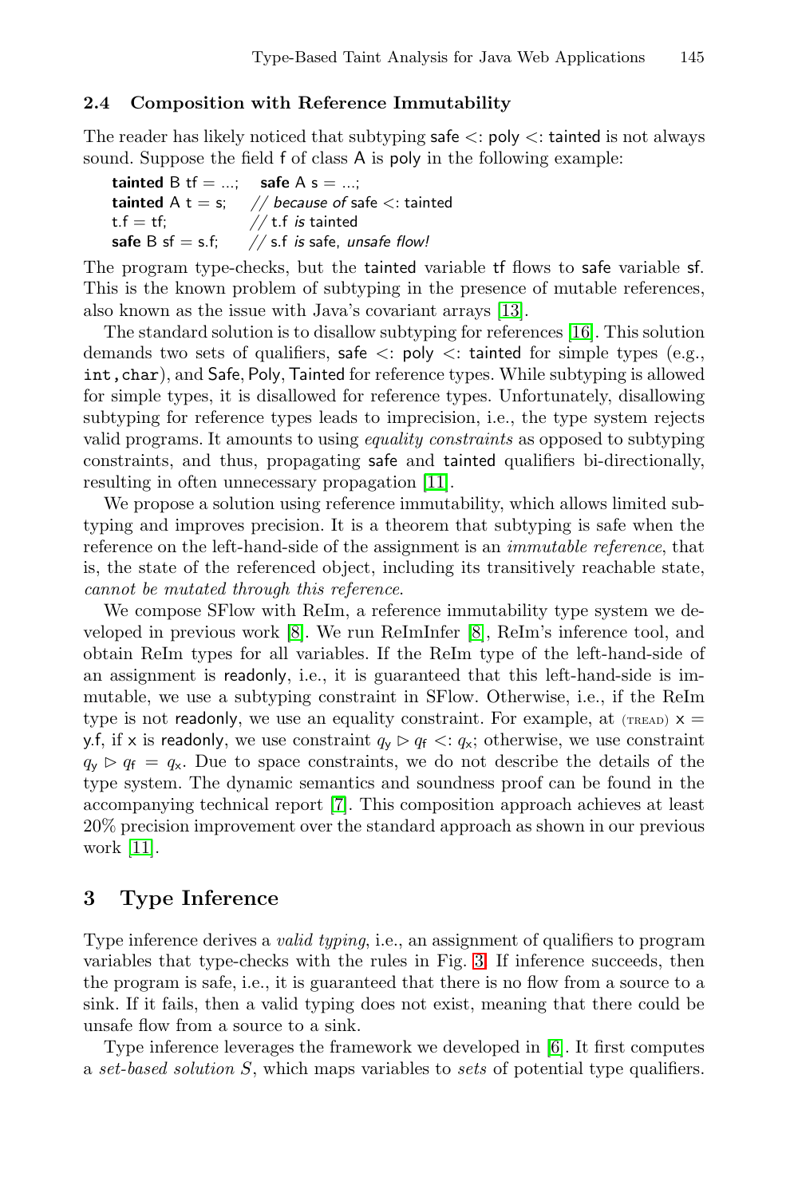### 2.4 Composition with Reference Immutability

The reader has likely noticed that subtyping safe <: poly <: tainted is not always sound. Suppose the field f of class A is poly in the following example:

```
tainted B tf = ...;   safe A s = ...;
tainted A t = s;      // because of safe <: tainted
t.f = tf;             // t.f is tainted
safe B sf = s.f;      // s.f is safe, unsafe flow!
```

The program type-checks, but the tainted variable tf flows to safe variable sf. This is the known problem of subtyping in the presence of mutable references, also known as the issue with Java's covariant arrays [13].

The standard solution is to disallow subtyping for references [16]. This solution demands two sets of qualifiers, safe <: poly <: tainted for simple types (e.g., `int`, `char`), and Safe, Poly, Tainted for reference types. While subtyping is allowed for simple types, it is disallowed for reference types. Unfortunately, disallowing subtyping for reference types leads to imprecision, i.e., the type system rejects valid programs. It amounts to using *equality constraints* as opposed to subtyping constraints, and thus, propagating safe and tainted qualifiers bi-directionally, resulting in often unnecessary propagation [11].

We propose a solution using reference immutability, which allows limited subtyping and improves precision. It is a theorem that subtyping is safe when the reference on the left-hand-side of the assignment is an *immutable reference*, that is, the state of the referenced object, including its transitively reachable state, *cannot be mutated through this reference*.

We compose SFlow with ReIm, a reference immutability type system we developed in previous work [8]. We run ReImInfer [8], ReIm's inference tool, and obtain ReIm types for all variables. If the ReIm type of the left-hand-side of an assignment is readonly, i.e., it is guaranteed that this left-hand-side is immutable, we use a subtyping constraint in SFlow. Otherwise, i.e., if the ReIm type is not readonly, we use an equality constraint. For example, at (TREAD) x = y.f, if x is readonly, we use constraint $q_y \rhd q_f <: q_x$; otherwise, we use constraint $q_y \rhd q_f = q_x$. Due to space constraints, we do not describe the details of the type system. The dynamic semantics and soundness proof can be found in the accompanying technical report [7]. This composition approach achieves at least 20% precision improvement over the standard approach as shown in our previous work [11].

## 3 Type Inference

Type inference derives a *valid typing*, i.e., an assignment of qualifiers to program variables that type-checks with the rules in Fig. 3. If inference succeeds, then the program is safe, i.e., it is guaranteed that there is no flow from a source to a sink. If it fails, then a valid typing does not exist, meaning that there could be unsafe flow from a source to a sink.

Type inference leverages the framework we developed in [6]. It first computes a *set-based solution* $S$, which maps variables to *sets* of potential type qualifiers.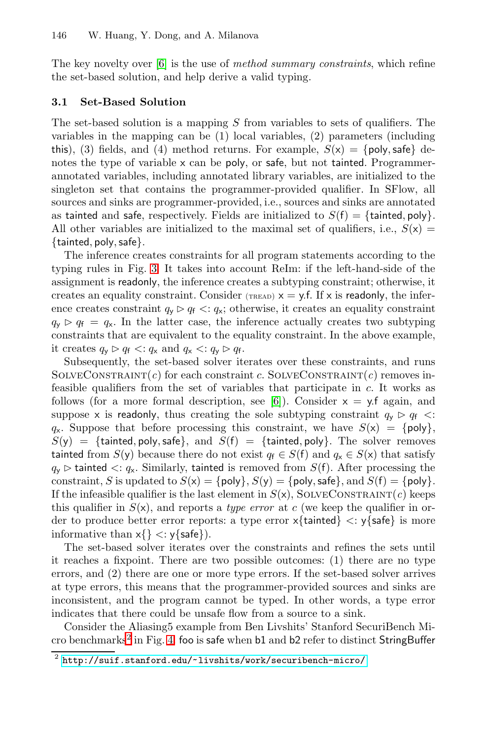The key novelty over [6] is the use of *method summary constraints*, which refine the set-based solution, and help derive a valid typing.

### 3.1 Set-Based Solution

The set-based solution is a mapping $S$ from variables to sets of qualifiers. The variables in the mapping can be (1) local variables, (2) parameters (including this), (3) fields, and (4) method returns. For example, $S(\mathsf{x}) = \{\mathsf{poly}, \mathsf{safe}\}$ denotes the type of variable x can be poly, or safe, but not tainted. Programmer-annotated variables, including annotated library variables, are initialized to the singleton set that contains the programmer-provided qualifier. In SFlow, all sources and sinks are programmer-provided, i.e., sources and sinks are annotated as tainted and safe, respectively. Fields are initialized to $S(\mathsf{f}) = \{\mathsf{tainted}, \mathsf{poly}\}$. All other variables are initialized to the maximal set of qualifiers, i.e., $S(\mathsf{x}) = \{\mathsf{tainted}, \mathsf{poly}, \mathsf{safe}\}$.

The inference creates constraints for all program statements according to the typing rules in Fig. 3. It takes into account ReIm: if the left-hand-side of the assignment is readonly, the inference creates a subtyping constraint; otherwise, it creates an equality constraint. Consider (TREAD) x = y.f. If x is readonly, the inference creates constraint $q_{\mathsf{y}} \rhd q_{\mathsf{f}} <: q_{\mathsf{x}}$; otherwise, it creates an equality constraint $q_{\mathsf{y}} \rhd q_{\mathsf{f}} = q_{\mathsf{x}}$. In the latter case, the inference actually creates two subtyping constraints that are equivalent to the equality constraint. In the above example, it creates $q_{\mathsf{y}} \rhd q_{\mathsf{f}} <: q_{\mathsf{x}}$ and $q_{\mathsf{x}} <: q_{\mathsf{y}} \rhd q_{\mathsf{f}}$.

Subsequently, the set-based solver iterates over these constraints, and runs SolveConstraint($c$) for each constraint $c$. SolveConstraint($c$) removes infeasible qualifiers from the set of variables that participate in $c$. It works as follows (for a more formal description, see [6]). Consider x = y.f again, and suppose x is readonly, thus creating the sole subtyping constraint $q_{\mathsf{y}} \rhd q_{\mathsf{f}} <: q_{\mathsf{x}}$. Suppose that before processing this constraint, we have $S(\mathsf{x}) = \{\mathsf{poly}\}$, $S(\mathsf{y}) = \{\mathsf{tainted}, \mathsf{poly}, \mathsf{safe}\}$, and $S(\mathsf{f}) = \{\mathsf{tainted}, \mathsf{poly}\}$. The solver removes tainted from $S(\mathsf{y})$ because there do not exist $q_{\mathsf{f}} \in S(\mathsf{f})$ and $q_{\mathsf{x}} \in S(\mathsf{x})$ that satisfy $q_{\mathsf{y}} \rhd \mathsf{tainted} <: q_{\mathsf{x}}$. Similarly, tainted is removed from $S(\mathsf{f})$. After processing the constraint, $S$ is updated to $S(\mathsf{x}) = \{\mathsf{poly}\}$, $S(\mathsf{y}) = \{\mathsf{poly}, \mathsf{safe}\}$, and $S(\mathsf{f}) = \{\mathsf{poly}\}$. If the infeasible qualifier is the last element in $S(\mathsf{x})$, SolveConstraint($c$) keeps this qualifier in $S(\mathsf{x})$, and reports a *type error* at $c$ (we keep the qualifier in order to produce better error reports: a type error $\mathsf{x}\{\mathsf{tainted}\} <: \mathsf{y}\{\mathsf{safe}\}$ is more informative than $\mathsf{x}\{\} <: \mathsf{y}\{\mathsf{safe}\}$).

The set-based solver iterates over the constraints and refines the sets until it reaches a fixpoint. There are two possible outcomes: (1) there are no type errors, and (2) there are one or more type errors. If the set-based solver arrives at type errors, this means that the programmer-provided sources and sinks are inconsistent, and the program cannot be typed. In other words, a type error indicates that there could be unsafe flow from a source to a sink.

Consider the Aliasing5 example from Ben Livshits' Stanford SecuriBench Micro benchmarks[2] in Fig. 4. foo is safe when b1 and b2 refer to distinct StringBuffer

[2] http://suif.stanford.edu/~livshits/work/securibench-micro/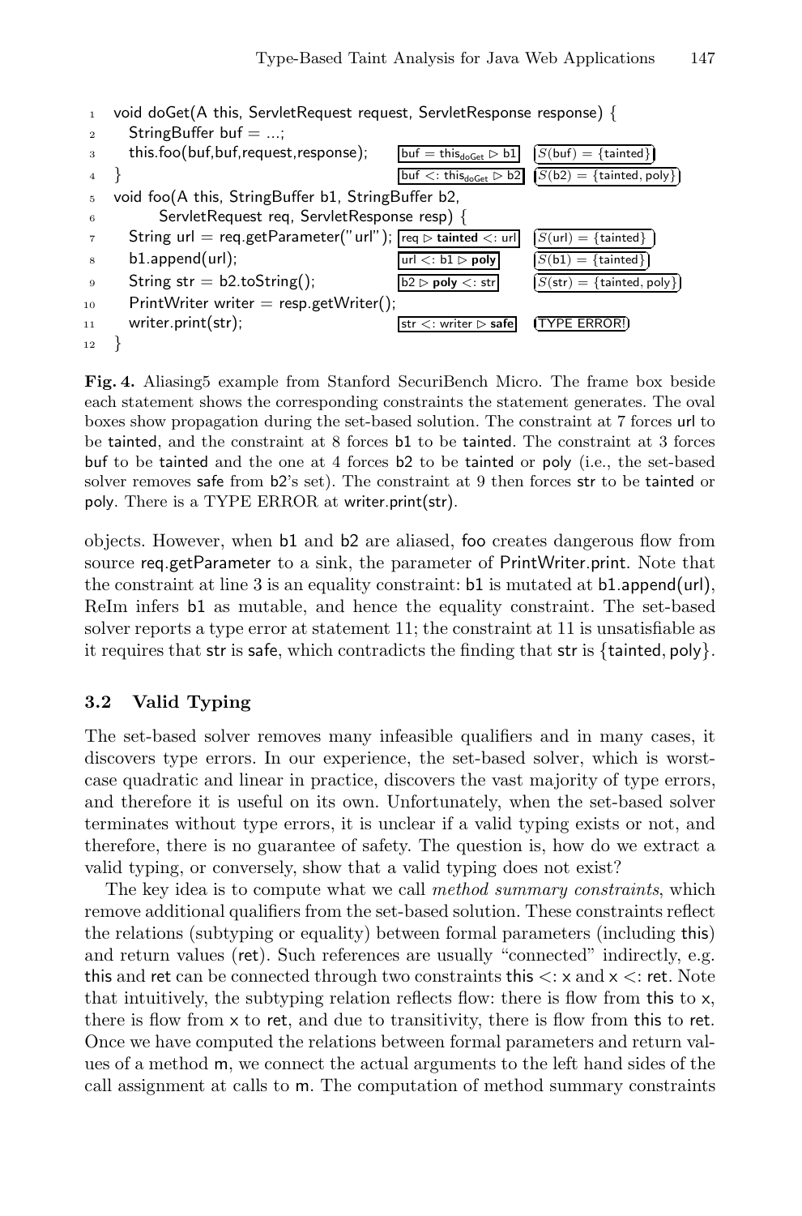```
1  void doGet(A this, ServletRequest request, ServletResponse response) {
2    StringBuffer buf = ...;
3    this.foo(buf,buf,request,response);      [buf = this_doGet ▷ b1]   (S(buf) = {tainted})
4  }                                           [buf <: this_doGet ▷ b2]  (S(b2) = {tainted, poly})
5  void foo(A this, StringBuffer b1, StringBuffer b2,
6          ServletRequest req, ServletResponse resp) {
7    String url = req.getParameter("url");    [req ▷ tainted <: url]    (S(url) = {tainted})
8    b1.append(url);                          [url <: b1 ▷ poly]        (S(b1) = {tainted})
9    String str = b2.toString();              [b2 ▷ poly <: str]        (S(str) = {tainted, poly})
10   PrintWriter writer = resp.getWriter();
11   writer.print(str);                       [str <: writer ▷ safe]    (TYPE ERROR!)
12 }
```

**Fig. 4.** Aliasing5 example from Stanford SecuriBench Micro. The frame box beside each statement shows the corresponding constraints the statement generates. The oval boxes show propagation during the set-based solution. The constraint at 7 forces url to be tainted, and the constraint at 8 forces b1 to be tainted. The constraint at 3 forces buf to be tainted and the one at 4 forces b2 to be tainted or poly (i.e., the set-based solver removes safe from b2's set). The constraint at 9 then forces str to be tainted or poly. There is a TYPE ERROR at writer.print(str).

objects. However, when b1 and b2 are aliased, foo creates dangerous flow from source req.getParameter to a sink, the parameter of PrintWriter.print. Note that the constraint at line 3 is an equality constraint: b1 is mutated at b1.append(url), ReIm infers b1 as mutable, and hence the equality constraint. The set-based solver reports a type error at statement 11; the constraint at 11 is unsatisfiable as it requires that str is safe, which contradicts the finding that str is {tainted, poly}.

### 3.2 Valid Typing

The set-based solver removes many infeasible qualifiers and in many cases, it discovers type errors. In our experience, the set-based solver, which is worst-case quadratic and linear in practice, discovers the vast majority of type errors, and therefore it is useful on its own. Unfortunately, when the set-based solver terminates without type errors, it is unclear if a valid typing exists or not, and therefore, there is no guarantee of safety. The question is, how do we extract a valid typing, or conversely, show that a valid typing does not exist?

The key idea is to compute what we call *method summary constraints*, which remove additional qualifiers from the set-based solution. These constraints reflect the relations (subtyping or equality) between formal parameters (including this) and return values (ret). Such references are usually "connected" indirectly, e.g. this and ret can be connected through two constraints this <: x and x <: ret. Note that intuitively, the subtyping relation reflects flow: there is flow from this to x, there is flow from x to ret, and due to transitivity, there is flow from this to ret. Once we have computed the relations between formal parameters and return values of a method m, we connect the actual arguments to the left hand sides of the call assignment at calls to m. The computation of method summary constraints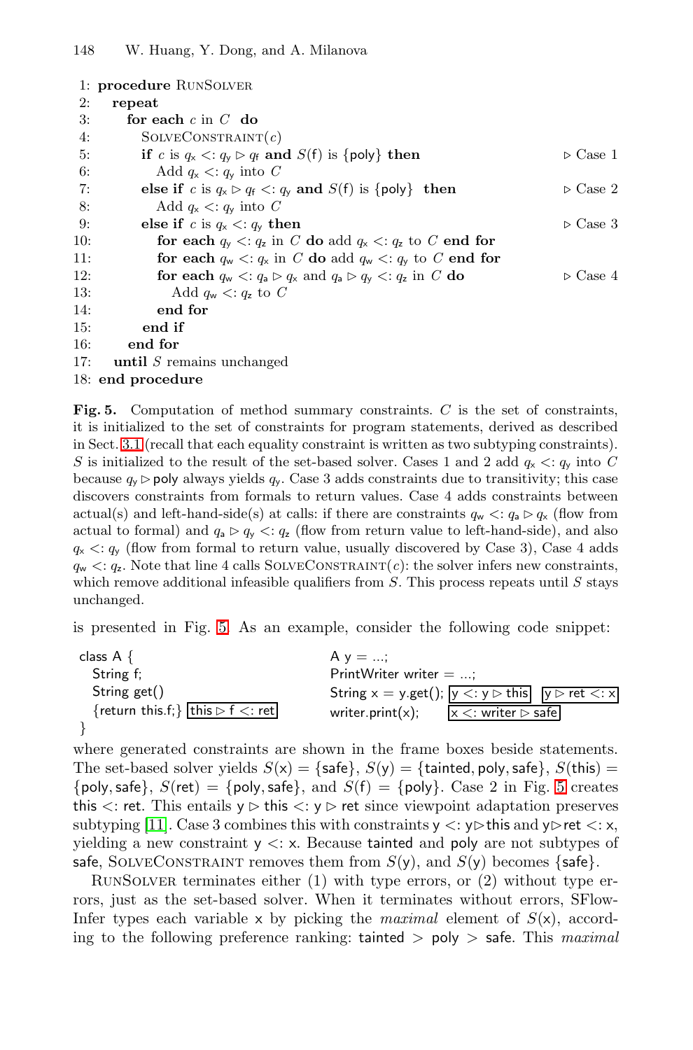```
1: procedure RunSolver
2:   repeat
3:     for each c in C do
4:       SolveConstraint(c)
5:       if c is q_x <: q_y ▷ q_f and S(f) is {poly} then          ▷ Case 1
6:         Add q_x <: q_y into C
7:       else if c is q_x ▷ q_f <: q_y and S(f) is {poly} then     ▷ Case 2
8:         Add q_x <: q_y into C
9:       else if c is q_x <: q_y then                               ▷ Case 3
10:        for each q_y <: q_z in C do add q_x <: q_z to C end for
11:        for each q_w <: q_x in C do add q_w <: q_y to C end for
12:        for each q_w <: q_a ▷ q_x and q_a ▷ q_y <: q_z in C do  ▷ Case 4
13:          Add q_w <: q_z to C
14:        end for
15:      end if
16:    end for
17:  until S remains unchanged
18: end procedure
```

**Fig. 5.** Computation of method summary constraints. $C$ is the set of constraints, it is initialized to the set of constraints for program statements, derived as described in Sect. 3.1 (recall that each equality constraint is written as two subtyping constraints). $S$ is initialized to the result of the set-based solver. Cases 1 and 2 add $q_x <: q_y$ into $C$ because $q_y \triangleright \mathsf{poly}$ always yields $q_y$. Case 3 adds constraints due to transitivity; this case discovers constraints from formals to return values. Case 4 adds constraints between actual(s) and left-hand-side(s) at calls: if there are constraints $q_w <: q_a \triangleright q_x$ (flow from actual to formal) and $q_a \triangleright q_y <: q_z$ (flow from return value to left-hand-side), and also $q_x <: q_y$ (flow from formal to return value, usually discovered by Case 3), Case 4 adds $q_w <: q_z$. Note that line 4 calls SolveConstraint($c$): the solver infers new constraints, which remove additional infeasible qualifiers from $S$. This process repeats until $S$ stays unchanged.

is presented in Fig. 5. As an example, consider the following code snippet:

```
class A {
  String f;
  String get()
  {return this.f;}   [this ▷ f <: ret]
}

A y = ...;
PrintWriter writer = ...;
String x = y.get();   [y <: y ▷ this]  [y ▷ ret <: x]
writer.print(x);      [x <: writer ▷ safe]
```

where generated constraints are shown in the frame boxes beside statements. The set-based solver yields $S(\mathsf{x}) = \{\mathsf{safe}\}$, $S(\mathsf{y}) = \{\mathsf{tainted}, \mathsf{poly}, \mathsf{safe}\}$, $S(\mathsf{this}) = \{\mathsf{poly}, \mathsf{safe}\}$, $S(\mathsf{ret}) = \{\mathsf{poly}, \mathsf{safe}\}$, and $S(\mathsf{f}) = \{\mathsf{poly}\}$. Case 2 in Fig. 5 creates $\mathsf{this} <: \mathsf{ret}$. This entails $\mathsf{y} \triangleright \mathsf{this} <: \mathsf{y} \triangleright \mathsf{ret}$ since viewpoint adaptation preserves subtyping [11]. Case 3 combines this with constraints $\mathsf{y} <: \mathsf{y} \triangleright \mathsf{this}$ and $\mathsf{y} \triangleright \mathsf{ret} <: \mathsf{x}$, yielding a new constraint $\mathsf{y} <: \mathsf{x}$. Because tainted and poly are not subtypes of safe, SolveConstraint removes them from $S(\mathsf{y})$, and $S(\mathsf{y})$ becomes $\{\mathsf{safe}\}$.

RunSolver terminates either (1) with type errors, or (2) without type errors, just as the set-based solver. When it terminates without errors, SFlowInfer types each variable x by picking the *maximal* element of $S(\mathsf{x})$, according to the following preference ranking: tainted $>$ poly $>$ safe. This *maximal*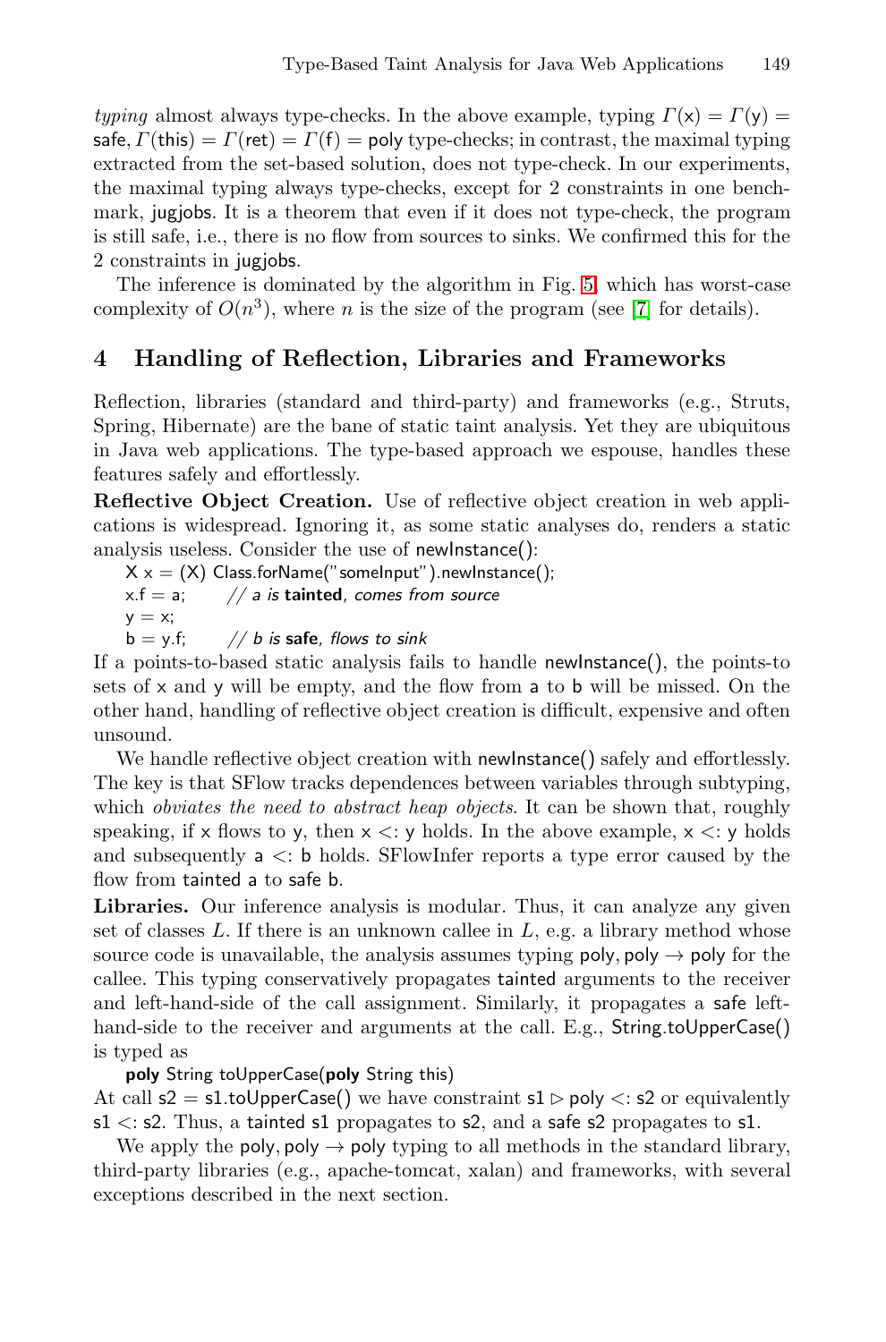*typing* almost always type-checks. In the above example, typing $\Gamma(\mathsf{x}) = \Gamma(\mathsf{y}) = \mathsf{safe}, \Gamma(\mathsf{this}) = \Gamma(\mathsf{ret}) = \Gamma(\mathsf{f}) = \mathsf{poly}$ type-checks; in contrast, the maximal typing extracted from the set-based solution, does not type-check. In our experiments, the maximal typing always type-checks, except for 2 constraints in one benchmark, jugjobs. It is a theorem that even if it does not type-check, the program is still safe, i.e., there is no flow from sources to sinks. We confirmed this for the 2 constraints in jugjobs.

The inference is dominated by the algorithm in Fig. 5, which has worst-case complexity of $O(n^3)$, where $n$ is the size of the program (see [7] for details).

## 4 Handling of Reflection, Libraries and Frameworks

Reflection, libraries (standard and third-party) and frameworks (e.g., Struts, Spring, Hibernate) are the bane of static taint analysis. Yet they are ubiquitous in Java web applications. The type-based approach we espouse, handles these features safely and effortlessly.

**Reflective Object Creation.** Use of reflective object creation in web applications is widespread. Ignoring it, as some static analyses do, renders a static analysis useless. Consider the use of newInstance():

```
X x = (X) Class.forName("someInput").newInstance();
x.f = a;      // a is tainted, comes from source
y = x;
b = y.f;      // b is safe, flows to sink
```

If a points-to-based static analysis fails to handle newInstance(), the points-to sets of x and y will be empty, and the flow from a to b will be missed. On the other hand, handling of reflective object creation is difficult, expensive and often unsound.

We handle reflective object creation with newInstance() safely and effortlessly. The key is that SFlow tracks dependences between variables through subtyping, which *obviates the need to abstract heap objects*. It can be shown that, roughly speaking, if x flows to y, then $\mathsf{x} <: \mathsf{y}$ holds. In the above example, $\mathsf{x} <: \mathsf{y}$ holds and subsequently $\mathsf{a} <: \mathsf{b}$ holds. SFlowInfer reports a type error caused by the flow from tainted a to safe b.

**Libraries.** Our inference analysis is modular. Thus, it can analyze any given set of classes $L$. If there is an unknown callee in $L$, e.g. a library method whose source code is unavailable, the analysis assumes typing $\mathsf{poly}, \mathsf{poly} \rightarrow \mathsf{poly}$ for the callee. This typing conservatively propagates tainted arguments to the receiver and left-hand-side of the call assignment. Similarly, it propagates a safe left-hand-side to the receiver and arguments at the call. E.g., String.toUpperCase() is typed as

```
poly String toUpperCase(poly String this)
```

At call s2 = s1.toUpperCase() we have constraint $\mathsf{s1} \rhd \mathsf{poly} <: \mathsf{s2}$ or equivalently $\mathsf{s1} <: \mathsf{s2}$. Thus, a tainted s1 propagates to s2, and a safe s2 propagates to s1.

We apply the $\mathsf{poly}, \mathsf{poly} \rightarrow \mathsf{poly}$ typing to all methods in the standard library, third-party libraries (e.g., apache-tomcat, xalan) and frameworks, with several exceptions described in the next section.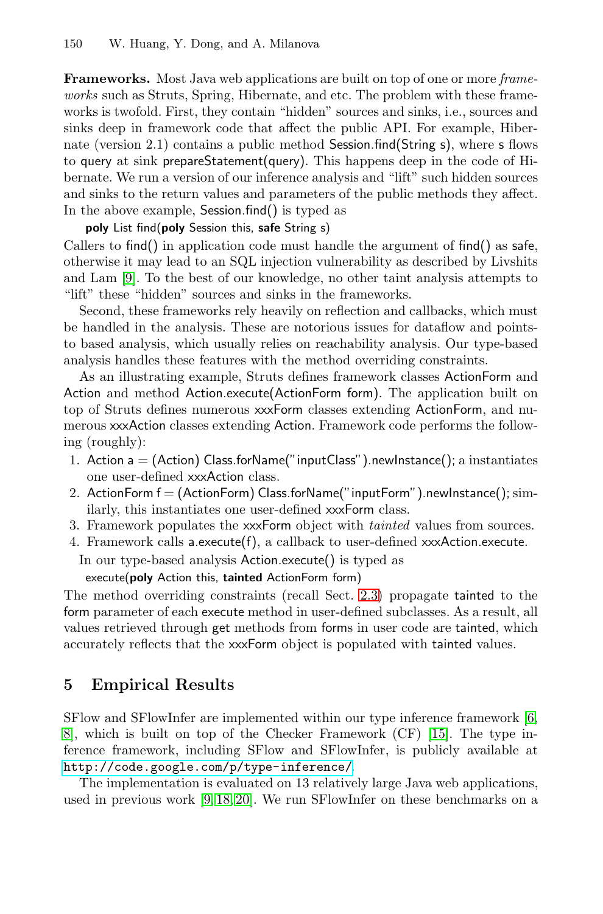**Frameworks.** Most Java web applications are built on top of one or more *frameworks* such as Struts, Spring, Hibernate, and etc. The problem with these frameworks is twofold. First, they contain "hidden" sources and sinks, i.e., sources and sinks deep in framework code that affect the public API. For example, Hibernate (version 2.1) contains a public method Session.find(String s), where s flows to query at sink prepareStatement(query). This happens deep in the code of Hibernate. We run a version of our inference analysis and "lift" such hidden sources and sinks to the return values and parameters of the public methods they affect. In the above example, Session.find() is typed as

**poly** List find(**poly** Session this, **safe** String s)

Callers to find() in application code must handle the argument of find() as safe, otherwise it may lead to an SQL injection vulnerability as described by Livshits and Lam [9]. To the best of our knowledge, no other taint analysis attempts to "lift" these "hidden" sources and sinks in the frameworks.

Second, these frameworks rely heavily on reflection and callbacks, which must be handled in the analysis. These are notorious issues for dataflow and points-to based analysis, which usually relies on reachability analysis. Our type-based analysis handles these features with the method overriding constraints.

As an illustrating example, Struts defines framework classes ActionForm and Action and method Action.execute(ActionForm form). The application built on top of Struts defines numerous xxxForm classes extending ActionForm, and numerous xxxAction classes extending Action. Framework code performs the following (roughly):

1. Action a = (Action) Class.forName("inputClass").newInstance(); a instantiates one user-defined xxxAction class.
2. ActionForm f = (ActionForm) Class.forName("inputForm").newInstance(); similarly, this instantiates one user-defined xxxForm class.
3. Framework populates the xxxForm object with *tainted* values from sources.
4. Framework calls a.execute(f), a callback to user-defined xxxAction.execute.

In our type-based analysis Action.execute() is typed as

execute(**poly** Action this, **tainted** ActionForm form)

The method overriding constraints (recall Sect. 2.3) propagate tainted to the form parameter of each execute method in user-defined subclasses. As a result, all values retrieved through get methods from forms in user code are tainted, which accurately reflects that the xxxForm object is populated with tainted values.

## 5 Empirical Results

SFlow and SFlowInfer are implemented within our type inference framework [6, 8], which is built on top of the Checker Framework (CF) [15]. The type inference framework, including SFlow and SFlowInfer, is publicly available at http://code.google.com/p/type-inference/.

The implementation is evaluated on 13 relatively large Java web applications, used in previous work [9,18,20]. We run SFlowInfer on these benchmarks on a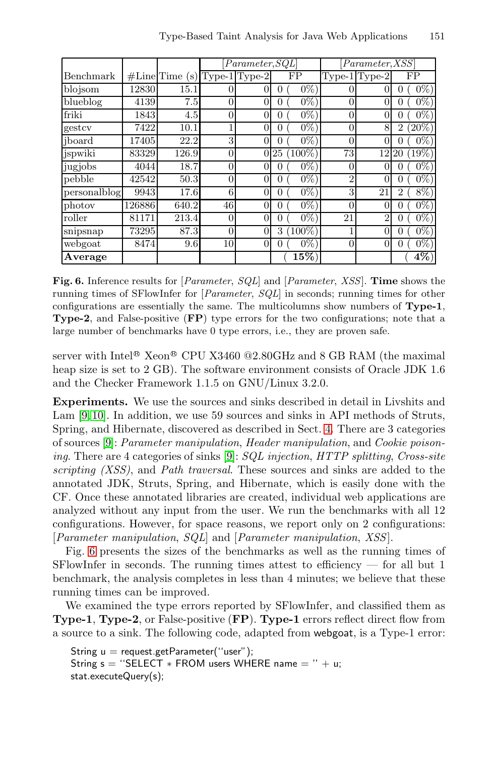| Benchmark | #Line | Time (s) | [*Parameter*,*SQL*] | | | [*Parameter*,*XSS*] | | |
|---|---|---|---|---|---|---|---|---|
| | | | Type-1 | Type-2 | FP | Type-1 | Type-2 | FP |
| blojsom | 12830 | 15.1 | 0 | 0 | 0 ( 0%) | 0 | 0 | 0 ( 0%) |
| blueblog | 4139 | 7.5 | 0 | 0 | 0 ( 0%) | 0 | 0 | 0 ( 0%) |
| friki | 1843 | 4.5 | 0 | 0 | 0 ( 0%) | 0 | 0 | 0 ( 0%) |
| gestcv | 7422 | 10.1 | 1 | 0 | 0 ( 0%) | 0 | 8 | 2 (20%) |
| jboard | 17405 | 22.2 | 3 | 0 | 0 ( 0%) | 0 | 0 | 0 ( 0%) |
| jspwiki | 83329 | 126.9 | 0 | 0 | 25 (100%) | 73 | 12 | 20 (19%) |
| jugjobs | 4044 | 18.7 | 0 | 0 | 0 ( 0%) | 0 | 0 | 0 ( 0%) |
| pebble | 42542 | 50.3 | 0 | 0 | 0 ( 0%) | 2 | 0 | 0 ( 0%) |
| personalblog | 9943 | 17.6 | 6 | 0 | 0 ( 0%) | 3 | 21 | 2 ( 8%) |
| photov | 126886 | 640.2 | 46 | 0 | 0 ( 0%) | 0 | 0 | 0 ( 0%) |
| roller | 81171 | 213.4 | 0 | 0 | 0 ( 0%) | 21 | 2 | 0 ( 0%) |
| snipsnap | 73295 | 87.3 | 0 | 0 | 3 (100%) | 1 | 0 | 0 ( 0%) |
| webgoat | 8474 | 9.6 | 10 | 0 | 0 ( 0%) | 0 | 0 | 0 ( 0%) |
| **Average** | | | | | **( 15%)** | | | **( 4%)** |

**Fig. 6.** Inference results for [*Parameter*, *SQL*] and [*Parameter*, *XSS*]. **Time** shows the running times of SFlowInfer for [*Parameter*, *SQL*] in seconds; running times for other configurations are essentially the same. The multicolumns show numbers of **Type-1**, **Type-2**, and False-positive (**FP**) type errors for the two configurations; note that a large number of benchmarks have 0 type errors, i.e., they are proven safe.

server with Intel® Xeon® CPU X3460 @2.80GHz and 8 GB RAM (the maximal heap size is set to 2 GB). The software environment consists of Oracle JDK 1.6 and the Checker Framework 1.1.5 on GNU/Linux 3.2.0.

**Experiments.** We use the sources and sinks described in detail in Livshits and Lam [9,10]. In addition, we use 59 sources and sinks in API methods of Struts, Spring, and Hibernate, discovered as described in Sect. 4. There are 3 categories of sources [9]: *Parameter manipulation*, *Header manipulation*, and *Cookie poisoning*. There are 4 categories of sinks [9]: *SQL injection*, *HTTP splitting*, *Cross-site scripting (XSS)*, and *Path traversal*. These sources and sinks are added to the annotated JDK, Struts, Spring, and Hibernate, which is easily done with the CF. Once these annotated libraries are created, individual web applications are analyzed without any input from the user. We run the benchmarks with all 12 configurations. However, for space reasons, we report only on 2 configurations: [*Parameter manipulation*, *SQL*] and [*Parameter manipulation*, *XSS*].

Fig. 6 presents the sizes of the benchmarks as well as the running times of SFlowInfer in seconds. The running times attest to efficiency — for all but 1 benchmark, the analysis completes in less than 4 minutes; we believe that these running times can be improved.

We examined the type errors reported by SFlowInfer, and classified them as **Type-1**, **Type-2**, or False-positive (**FP**). **Type-1** errors reflect direct flow from a source to a sink. The following code, adapted from webgoat, is a Type-1 error:

```
String u = request.getParameter("user");
String s = "SELECT * FROM users WHERE name = " + u;
stat.executeQuery(s);
```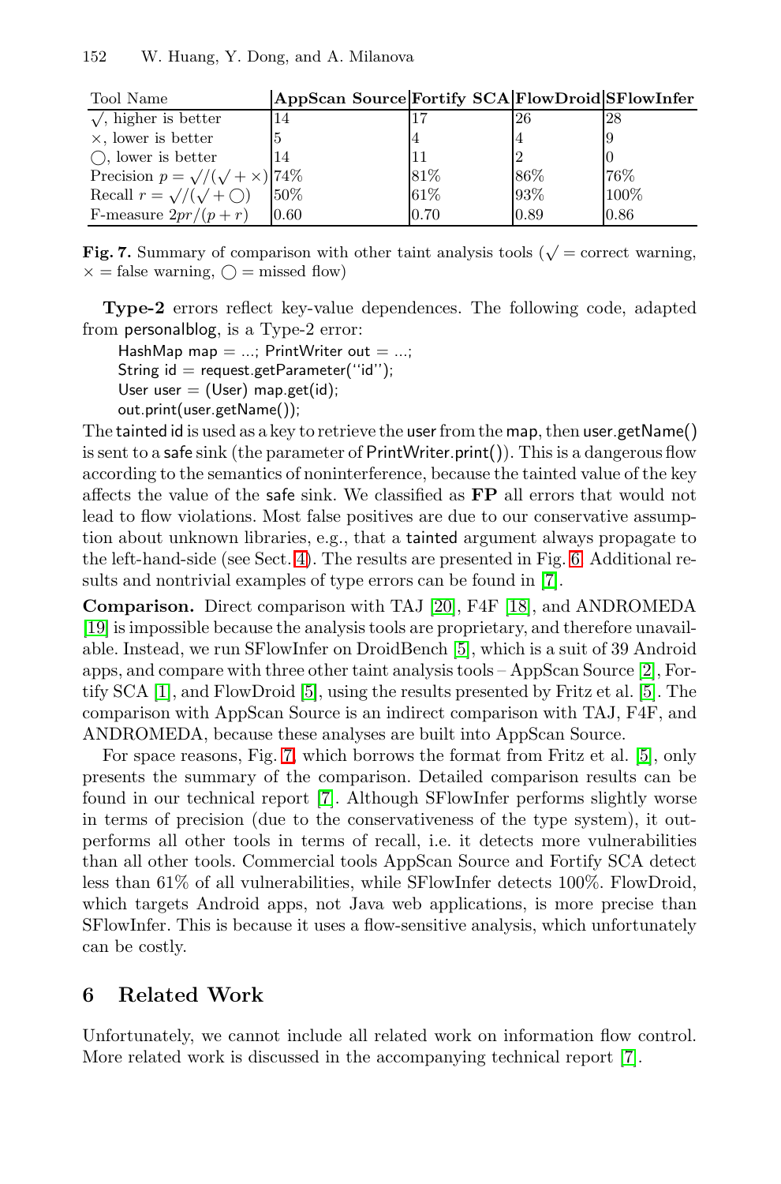| Tool Name | AppScan Source | Fortify SCA | FlowDroid | SFlowInfer |
|---|---|---|---|---|
| $\surd$, higher is better | 14 | 17 | 26 | 28 |
| $\times$, lower is better | 5 | 4 | 4 | 9 |
| $\bigcirc$, lower is better | 14 | 11 | 2 | 0 |
| Precision $p = \surd/(\surd + \times)$ | 74% | 81% | 86% | 76% |
| Recall $r = \surd/(\surd + \bigcirc)$ | 50% | 61% | 93% | 100% |
| F-measure $2pr/(p + r)$ | 0.60 | 0.70 | 0.89 | 0.86 |

**Fig. 7.** Summary of comparison with other taint analysis tools ($\surd$ = correct warning, $\times$ = false warning, $\bigcirc$ = missed flow)

**Type-2** errors reflect key-value dependences. The following code, adapted from personalblog, is a Type-2 error:

```
HashMap map = ...; PrintWriter out = ...;
String id = request.getParameter(''id'');
User user = (User) map.get(id);
out.print(user.getName());
```

The tainted id is used as a key to retrieve the user from the map, then user.getName() is sent to a safe sink (the parameter of PrintWriter.print()). This is a dangerous flow according to the semantics of noninterference, because the tainted value of the key affects the value of the safe sink. We classified as **FP** all errors that would not lead to flow violations. Most false positives are due to our conservative assumption about unknown libraries, e.g., that a tainted argument always propagate to the left-hand-side (see Sect. 4). The results are presented in Fig. 6. Additional results and nontrivial examples of type errors can be found in [7].

**Comparison.** Direct comparison with TAJ [20], F4F [18], and ANDROMEDA [19] is impossible because the analysis tools are proprietary, and therefore unavailable. Instead, we run SFlowInfer on DroidBench [5], which is a suit of 39 Android apps, and compare with three other taint analysis tools – AppScan Source [2], Fortify SCA [1], and FlowDroid [5], using the results presented by Fritz et al. [5]. The comparison with AppScan Source is an indirect comparison with TAJ, F4F, and ANDROMEDA, because these analyses are built into AppScan Source.

For space reasons, Fig. 7, which borrows the format from Fritz et al. [5], only presents the summary of the comparison. Detailed comparison results can be found in our technical report [7]. Although SFlowInfer performs slightly worse in terms of precision (due to the conservativeness of the type system), it outperforms all other tools in terms of recall, i.e. it detects more vulnerabilities than all other tools. Commercial tools AppScan Source and Fortify SCA detect less than 61% of all vulnerabilities, while SFlowInfer detects 100%. FlowDroid, which targets Android apps, not Java web applications, is more precise than SFlowInfer. This is because it uses a flow-sensitive analysis, which unfortunately can be costly.

## 6 Related Work

Unfortunately, we cannot include all related work on information flow control. More related work is discussed in the accompanying technical report [7].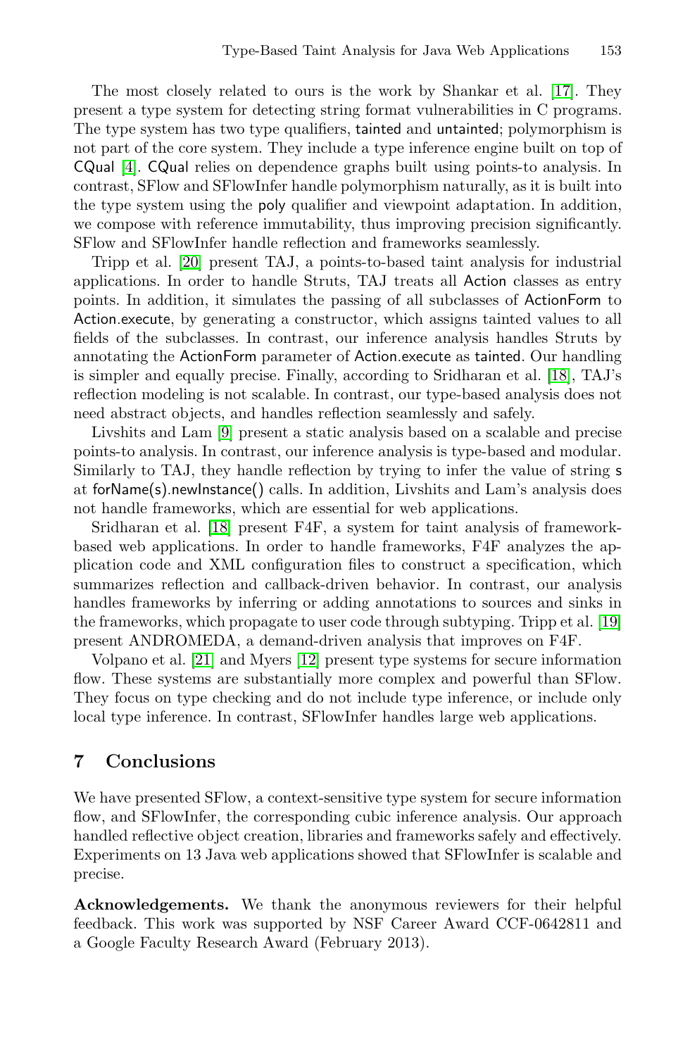The most closely related to ours is the work by Shankar et al. [17]. They present a type system for detecting string format vulnerabilities in C programs. The type system has two type qualifiers, tainted and untainted; polymorphism is not part of the core system. They include a type inference engine built on top of CQual [4]. CQual relies on dependence graphs built using points-to analysis. In contrast, SFlow and SFlowInfer handle polymorphism naturally, as it is built into the type system using the poly qualifier and viewpoint adaptation. In addition, we compose with reference immutability, thus improving precision significantly. SFlow and SFlowInfer handle reflection and frameworks seamlessly.

Tripp et al. [20] present TAJ, a points-to-based taint analysis for industrial applications. In order to handle Struts, TAJ treats all Action classes as entry points. In addition, it simulates the passing of all subclasses of ActionForm to Action.execute, by generating a constructor, which assigns tainted values to all fields of the subclasses. In contrast, our inference analysis handles Struts by annotating the ActionForm parameter of Action.execute as tainted. Our handling is simpler and equally precise. Finally, according to Sridharan et al. [18], TAJ's reflection modeling is not scalable. In contrast, our type-based analysis does not need abstract objects, and handles reflection seamlessly and safely.

Livshits and Lam [9] present a static analysis based on a scalable and precise points-to analysis. In contrast, our inference analysis is type-based and modular. Similarly to TAJ, they handle reflection by trying to infer the value of string s at forName(s).newInstance() calls. In addition, Livshits and Lam's analysis does not handle frameworks, which are essential for web applications.

Sridharan et al. [18] present F4F, a system for taint analysis of framework-based web applications. In order to handle frameworks, F4F analyzes the application code and XML configuration files to construct a specification, which summarizes reflection and callback-driven behavior. In contrast, our analysis handles frameworks by inferring or adding annotations to sources and sinks in the frameworks, which propagate to user code through subtyping. Tripp et al. [19] present ANDROMEDA, a demand-driven analysis that improves on F4F.

Volpano et al. [21] and Myers [12] present type systems for secure information flow. These systems are substantially more complex and powerful than SFlow. They focus on type checking and do not include type inference, or include only local type inference. In contrast, SFlowInfer handles large web applications.

## 7 Conclusions

We have presented SFlow, a context-sensitive type system for secure information flow, and SFlowInfer, the corresponding cubic inference analysis. Our approach handled reflective object creation, libraries and frameworks safely and effectively. Experiments on 13 Java web applications showed that SFlowInfer is scalable and precise.

**Acknowledgements.** We thank the anonymous reviewers for their helpful feedback. This work was supported by NSF Career Award CCF-0642811 and a Google Faculty Research Award (February 2013).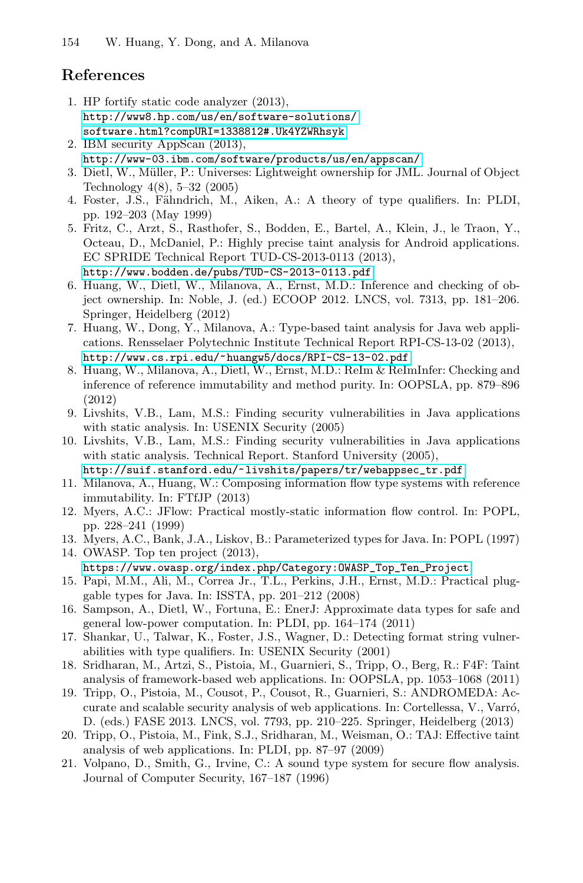## References

1. HP fortify static code analyzer (2013), http://www8.hp.com/us/en/software-solutions/software.html?compURI=1338812#.Uk4YZWRhsyk
2. IBM security AppScan (2013), http://www-03.ibm.com/software/products/us/en/appscan/
3. Dietl, W., Müller, P.: Universes: Lightweight ownership for JML. Journal of Object Technology 4(8), 5–32 (2005)
4. Foster, J.S., Fähndrich, M., Aiken, A.: A theory of type qualifiers. In: PLDI, pp. 192–203 (May 1999)
5. Fritz, C., Arzt, S., Rasthofer, S., Bodden, E., Bartel, A., Klein, J., le Traon, Y., Octeau, D., McDaniel, P.: Highly precise taint analysis for Android applications. EC SPRIDE Technical Report TUD-CS-2013-0113 (2013), http://www.bodden.de/pubs/TUD-CS-2013-0113.pdf
6. Huang, W., Dietl, W., Milanova, A., Ernst, M.D.: Inference and checking of object ownership. In: Noble, J. (ed.) ECOOP 2012. LNCS, vol. 7313, pp. 181–206. Springer, Heidelberg (2012)
7. Huang, W., Dong, Y., Milanova, A.: Type-based taint analysis for Java web applications. Rensselaer Polytechnic Institute Technical Report RPI-CS-13-02 (2013), http://www.cs.rpi.edu/~huangw5/docs/RPI-CS-13-02.pdf
8. Huang, W., Milanova, A., Dietl, W., Ernst, M.D.: ReIm & ReImInfer: Checking and inference of reference immutability and method purity. In: OOPSLA, pp. 879–896 (2012)
9. Livshits, V.B., Lam, M.S.: Finding security vulnerabilities in Java applications with static analysis. In: USENIX Security (2005)
10. Livshits, V.B., Lam, M.S.: Finding security vulnerabilities in Java applications with static analysis. Technical Report. Stanford University (2005), http://suif.stanford.edu/~livshits/papers/tr/webappsec_tr.pdf
11. Milanova, A., Huang, W.: Composing information flow type systems with reference immutability. In: FTfJP (2013)
12. Myers, A.C.: JFlow: Practical mostly-static information flow control. In: POPL, pp. 228–241 (1999)
13. Myers, A.C., Bank, J.A., Liskov, B.: Parameterized types for Java. In: POPL (1997)
14. OWASP. Top ten project (2013), https://www.owasp.org/index.php/Category:OWASP_Top_Ten_Project
15. Papi, M.M., Ali, M., Correa Jr., T.L., Perkins, J.H., Ernst, M.D.: Practical pluggable types for Java. In: ISSTA, pp. 201–212 (2008)
16. Sampson, A., Dietl, W., Fortuna, E.: EnerJ: Approximate data types for safe and general low-power computation. In: PLDI, pp. 164–174 (2011)
17. Shankar, U., Talwar, K., Foster, J.S., Wagner, D.: Detecting format string vulnerabilities with type qualifiers. In: USENIX Security (2001)
18. Sridharan, M., Artzi, S., Pistoia, M., Guarnieri, S., Tripp, O., Berg, R.: F4F: Taint analysis of framework-based web applications. In: OOPSLA, pp. 1053–1068 (2011)
19. Tripp, O., Pistoia, M., Cousot, P., Cousot, R., Guarnieri, S.: ANDROMEDA: Accurate and scalable security analysis of web applications. In: Cortellessa, V., Varró, D. (eds.) FASE 2013. LNCS, vol. 7793, pp. 210–225. Springer, Heidelberg (2013)
20. Tripp, O., Pistoia, M., Fink, S.J., Sridharan, M., Weisman, O.: TAJ: Effective taint analysis of web applications. In: PLDI, pp. 87–97 (2009)
21. Volpano, D., Smith, G., Irvine, C.: A sound type system for secure flow analysis. Journal of Computer Security, 167–187 (1996)